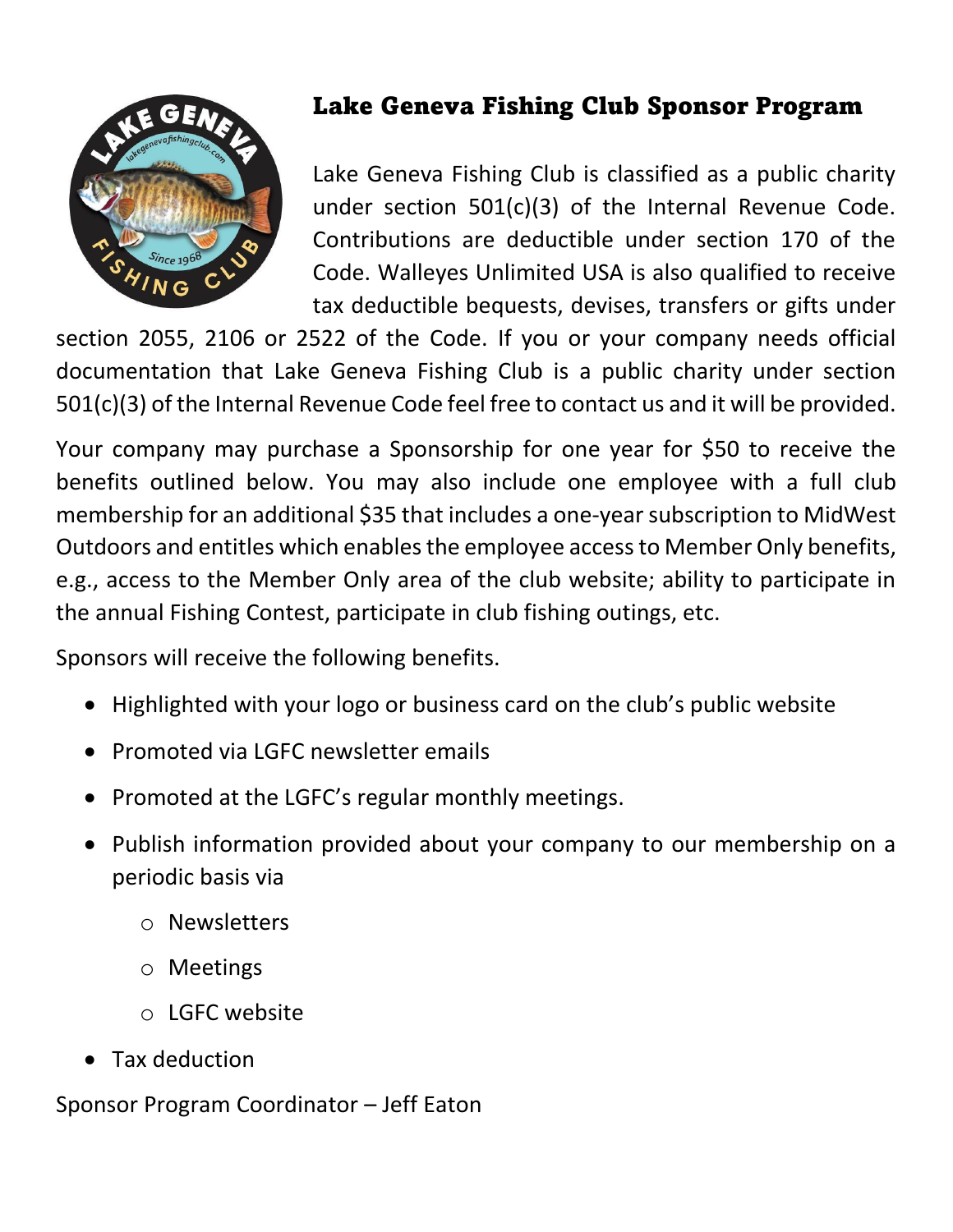# Lake Geneva Fishing Club Sponsor Program

Lake Geneva Fishing Club is classified as a public charity under section 501(c)(3) of the Internal Revenue Code. Contributions are deductible under section 170 of the Code. Walleyes Unlimited USA is also qualified to receive tax deductible bequests, devises, transfers or gifts under section 2055, 2106 or 2522 of the Code. If you or your company needs official documentation that Lake Geneva Fishing Club is a public charity under section 501(c)(3) of the Internal Revenue Code feel free to contact us and it will be provided.

Your company may purchase a Sponsorship for one year for $50 to receive the benefits outlined below. You may also include one employee with a full club membership for an additional $35 that includes a one-year subscription to MidWest Outdoors and entitles which enables the employee access to Member Only benefits, e.g., access to the Member Only area of the club website; ability to participate in the annual Fishing Contest, participate in club fishing outings, etc.

Sponsors will receive the following benefits.

- Highlighted with your logo or business card on the club's public website
- Promoted via LGFC newsletter emails
- Promoted at the LGFC's regular monthly meetings.
- Publish information provided about your company to our membership on a periodic basis via
  - Newsletters
  - Meetings
  - LGFC website
- Tax deduction

Sponsor Program Coordinator – Jeff Eaton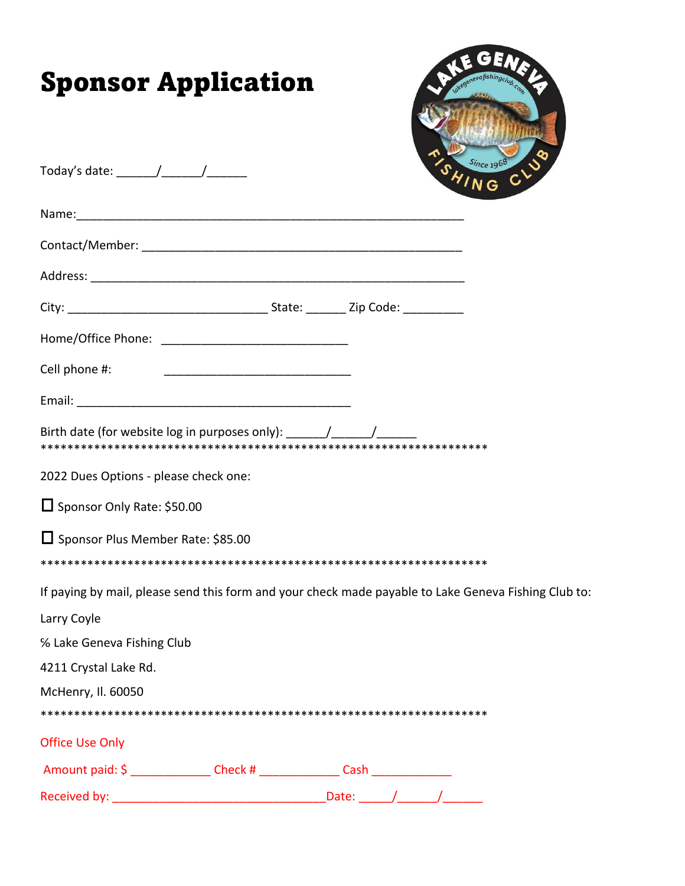# Sponsor Application

Today's date: ______/______/______

Name:____________________________________________________________

Contact/Member: __________________________________________________

Address: _________________________________________________________

City: ______________________________ State: ______ Zip Code: _________

Home/Office Phone: ____________________________

Cell phone #: ____________________________

Email: __________________________________________

Birth date (for website log in purposes only): ______/______/______

**********************************************************************

2022 Dues Options - please check one:

☐ Sponsor Only Rate: $50.00

☐ Sponsor Plus Member Rate: $85.00

**********************************************************************

If paying by mail, please send this form and your check made payable to Lake Geneva Fishing Club to:

Larry Coyle

℅ Lake Geneva Fishing Club

4211 Crystal Lake Rd.

McHenry, Il. 60050

**********************************************************************

Office Use Only

Amount paid: $ ____________ Check # ____________ Cash ____________

Received by: _________________________________Date: _____/______/______